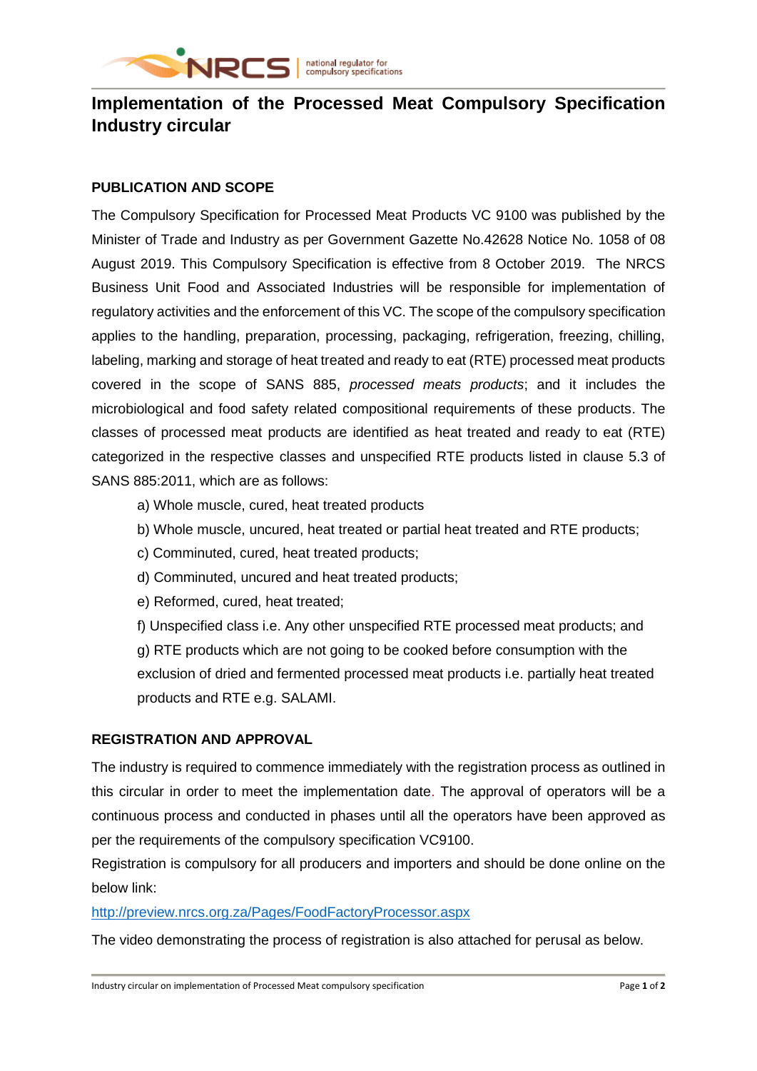# Implementation of the Processed Meat Compulsory Specification Industry circular

## PUBLICATION AND SCOPE

The Compulsory Specification for Processed Meat Products VC 9100 was published by the Minister of Trade and Industry as per Government Gazette No.42628 Notice No. 1058 of 08 August 2019. This Compulsory Specification is effective from 8 October 2019. The NRCS Business Unit Food and Associated Industries will be responsible for implementation of regulatory activities and the enforcement of this VC. The scope of the compulsory specification applies to the handling, preparation, processing, packaging, refrigeration, freezing, chilling, labeling, marking and storage of heat treated and ready to eat (RTE) processed meat products covered in the scope of SANS 885, *processed meats products*; and it includes the microbiological and food safety related compositional requirements of these products. The classes of processed meat products are identified as heat treated and ready to eat (RTE) categorized in the respective classes and unspecified RTE products listed in clause 5.3 of SANS 885:2011, which are as follows:

a) Whole muscle, cured, heat treated products

b) Whole muscle, uncured, heat treated or partial heat treated and RTE products;

c) Comminuted, cured, heat treated products;

d) Comminuted, uncured and heat treated products;

e) Reformed, cured, heat treated;

f) Unspecified class i.e. Any other unspecified RTE processed meat products; and

g) RTE products which are not going to be cooked before consumption with the exclusion of dried and fermented processed meat products i.e. partially heat treated products and RTE e.g. SALAMI.

## REGISTRATION AND APPROVAL

The industry is required to commence immediately with the registration process as outlined in this circular in order to meet the implementation date. The approval of operators will be a continuous process and conducted in phases until all the operators have been approved as per the requirements of the compulsory specification VC9100.

Registration is compulsory for all producers and importers and should be done online on the below link:

http://preview.nrcs.org.za/Pages/FoodFactoryProcessor.aspx

The video demonstrating the process of registration is also attached for perusal as below.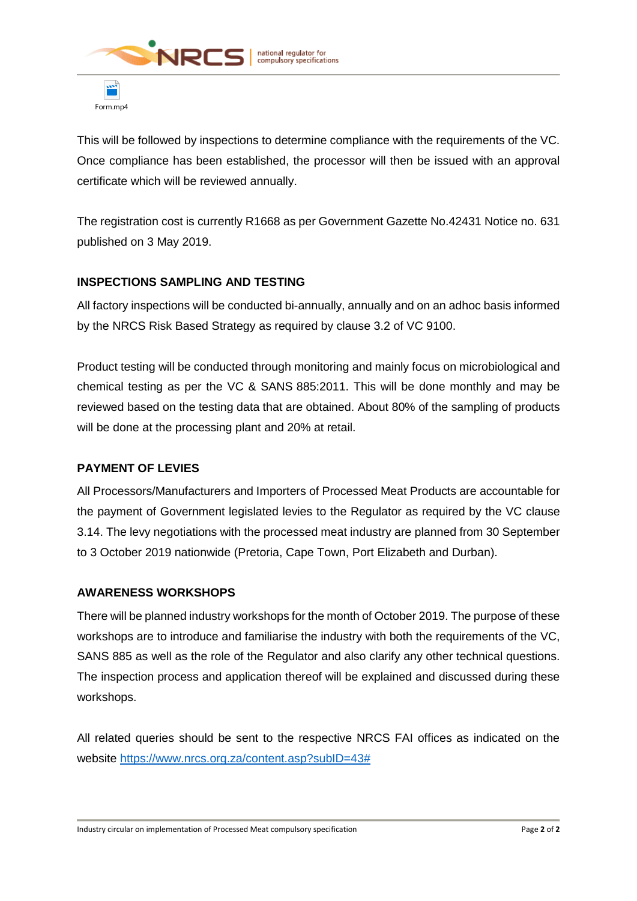Form.mp4

This will be followed by inspections to determine compliance with the requirements of the VC. Once compliance has been established, the processor will then be issued with an approval certificate which will be reviewed annually.

The registration cost is currently R1668 as per Government Gazette No.42431 Notice no. 631 published on 3 May 2019.

**INSPECTIONS SAMPLING AND TESTING**

All factory inspections will be conducted bi-annually, annually and on an adhoc basis informed by the NRCS Risk Based Strategy as required by clause 3.2 of VC 9100.

Product testing will be conducted through monitoring and mainly focus on microbiological and chemical testing as per the VC & SANS 885:2011. This will be done monthly and may be reviewed based on the testing data that are obtained. About 80% of the sampling of products will be done at the processing plant and 20% at retail.

**PAYMENT OF LEVIES**

All Processors/Manufacturers and Importers of Processed Meat Products are accountable for the payment of Government legislated levies to the Regulator as required by the VC clause 3.14. The levy negotiations with the processed meat industry are planned from 30 September to 3 October 2019 nationwide (Pretoria, Cape Town, Port Elizabeth and Durban).

**AWARENESS WORKSHOPS**

There will be planned industry workshops for the month of October 2019. The purpose of these workshops are to introduce and familiarise the industry with both the requirements of the VC, SANS 885 as well as the role of the Regulator and also clarify any other technical questions. The inspection process and application thereof will be explained and discussed during these workshops.

All related queries should be sent to the respective NRCS FAI offices as indicated on the website [https://www.nrcs.org.za/content.asp?subID=43#](https://www.nrcs.org.za/content.asp?subID=43#)